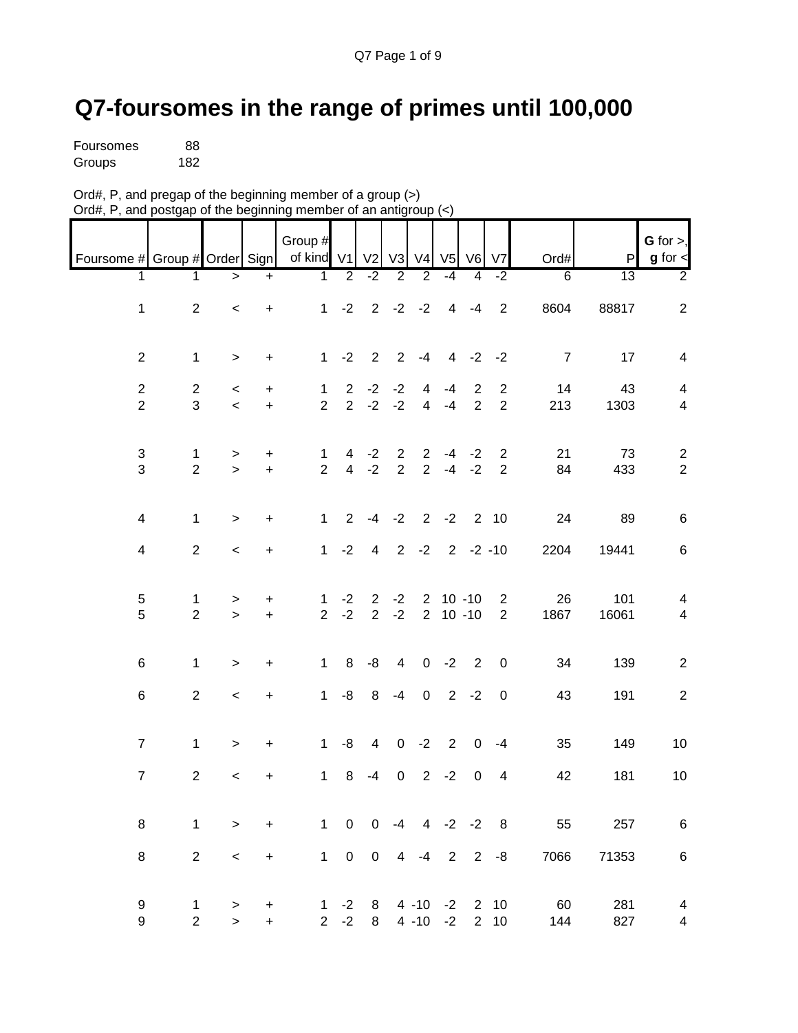# Q7-foursomes in the range of primes until 100,000

Foursomes 88
Groups 182

Ord#, P, and pregap of the beginning member of a group (>)
Ord#, P, and postgap of the beginning member of an antigroup (<)

| Foursome # | Group # | Order | Sign | Group # of kind | V1 | V2 | V3 | V4 | V5 | V6 | V7 | Ord# | P | **G** for >, **g** for < |
|---|---|---|---|---|---|---|---|---|---|---|---|---|---|---|
| 1 | 1 | > | + | 1 | 2 | -2 | 2 | 2 | -4 | 4 | -2 | 6 | 13 | 2 |
| 1 | 2 | < | + | 1 | -2 | 2 | -2 | -2 | 4 | -4 | 2 | 8604 | 88817 | 2 |
| 2 | 1 | > | + | 1 | -2 | 2 | 2 | -4 | 4 | -2 | -2 | 7 | 17 | 4 |
| 2 | 2 | < | + | 1 | 2 | -2 | -2 | 4 | -4 | 2 | 2 | 14 | 43 | 4 |
| 2 | 3 | < | + | 2 | 2 | -2 | -2 | 4 | -4 | 2 | 2 | 213 | 1303 | 4 |
| 3 | 1 | > | + | 1 | 4 | -2 | 2 | 2 | -4 | -2 | 2 | 21 | 73 | 2 |
| 3 | 2 | > | + | 2 | 4 | -2 | 2 | 2 | -4 | -2 | 2 | 84 | 433 | 2 |
| 4 | 1 | > | + | 1 | 2 | -4 | -2 | 2 | -2 | 2 | 10 | 24 | 89 | 6 |
| 4 | 2 | < | + | 1 | -2 | 4 | 2 | -2 | 2 | -2 | -10 | 2204 | 19441 | 6 |
| 5 | 1 | > | + | 1 | -2 | 2 | -2 | 2 | 10 | -10 | 2 | 26 | 101 | 4 |
| 5 | 2 | > | + | 2 | -2 | 2 | -2 | 2 | 10 | -10 | 2 | 1867 | 16061 | 4 |
| 6 | 1 | > | + | 1 | 8 | -8 | 4 | 0 | -2 | 2 | 0 | 34 | 139 | 2 |
| 6 | 2 | < | + | 1 | -8 | 8 | -4 | 0 | 2 | -2 | 0 | 43 | 191 | 2 |
| 7 | 1 | > | + | 1 | -8 | 4 | 0 | -2 | 2 | 0 | -4 | 35 | 149 | 10 |
| 7 | 2 | < | + | 1 | 8 | -4 | 0 | 2 | -2 | 0 | 4 | 42 | 181 | 10 |
| 8 | 1 | > | + | 1 | 0 | 0 | -4 | 4 | -2 | -2 | 8 | 55 | 257 | 6 |
| 8 | 2 | < | + | 1 | 0 | 0 | 4 | -4 | 2 | 2 | -8 | 7066 | 71353 | 6 |
| 9 | 1 | > | + | 1 | -2 | 8 | 4 | -10 | -2 | 2 | 10 | 60 | 281 | 4 |
| 9 | 2 | > | + | 2 | -2 | 8 | 4 | -10 | -2 | 2 | 10 | 144 | 827 | 4 |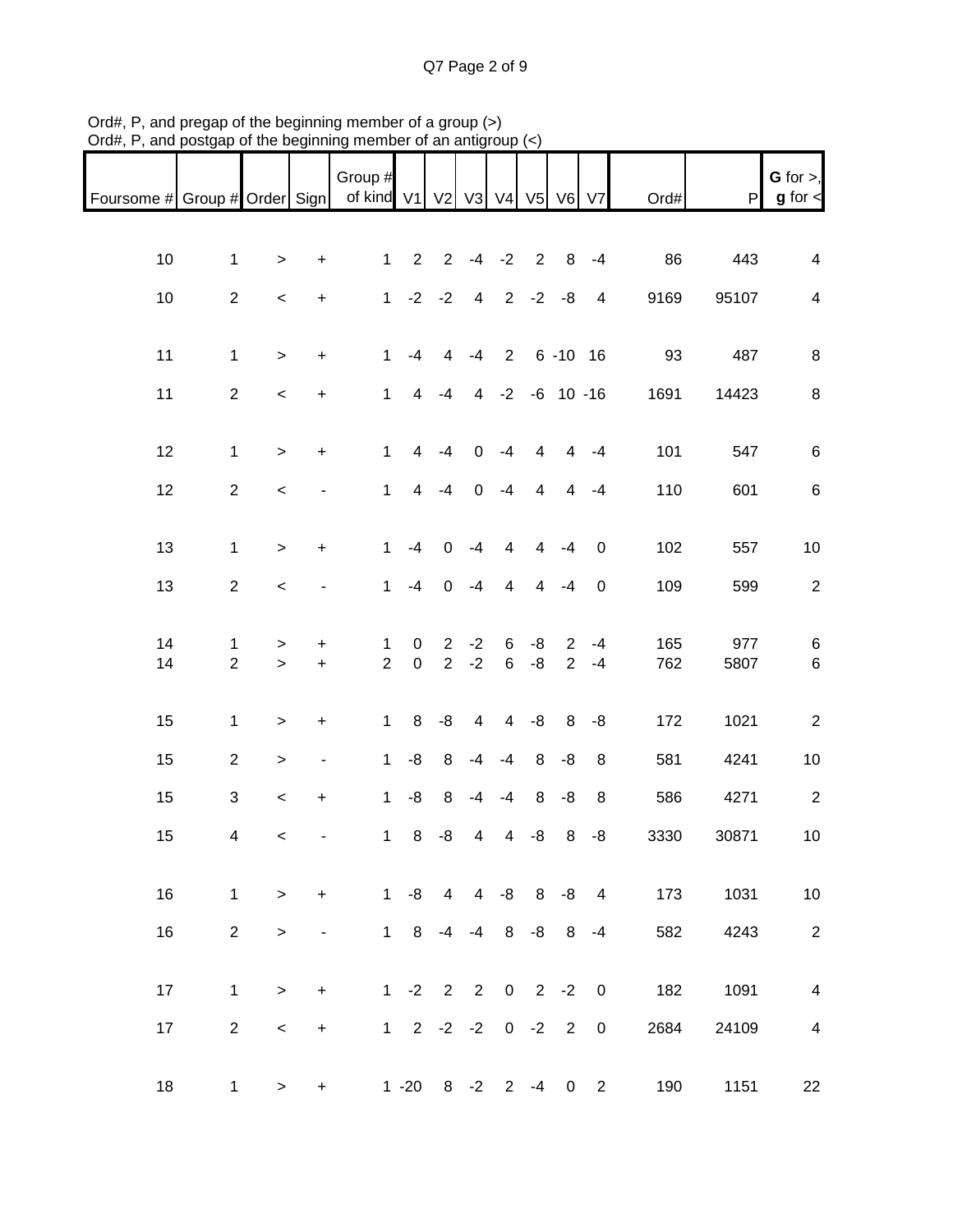Ord#, P, and pregap of the beginning member of a group (>)
Ord#, P, and postgap of the beginning member of an antigroup (<)

| Foursome # | Group # | Order | Sign | Group # of kind | V1 | V2 | V3 | V4 | V5 | V6 | V7 | Ord# | P | **G** for >, **g** for < |
|---|---|---|---|---|---|---|---|---|---|---|---|---|---|---|
| 10 | 1 | > | + | 1 | 2 | 2 | -4 | -2 | 2 | 8 | -4 | 86 | 443 | 4 |
| 10 | 2 | < | + | 1 | -2 | -2 | 4 | 2 | -2 | -8 | 4 | 9169 | 95107 | 4 |
| 11 | 1 | > | + | 1 | -4 | 4 | -4 | 2 | 6 | -10 | 16 | 93 | 487 | 8 |
| 11 | 2 | < | + | 1 | 4 | -4 | 4 | -2 | -6 | 10 | -16 | 1691 | 14423 | 8 |
| 12 | 1 | > | + | 1 | 4 | -4 | 0 | -4 | 4 | 4 | -4 | 101 | 547 | 6 |
| 12 | 2 | < | - | 1 | 4 | -4 | 0 | -4 | 4 | 4 | -4 | 110 | 601 | 6 |
| 13 | 1 | > | + | 1 | -4 | 0 | -4 | 4 | 4 | -4 | 0 | 102 | 557 | 10 |
| 13 | 2 | < | - | 1 | -4 | 0 | -4 | 4 | 4 | -4 | 0 | 109 | 599 | 2 |
| 14 | 1 | > | + | 1 | 0 | 2 | -2 | 6 | -8 | 2 | -4 | 165 | 977 | 6 |
| 14 | 2 | > | + | 2 | 0 | 2 | -2 | 6 | -8 | 2 | -4 | 762 | 5807 | 6 |
| 15 | 1 | > | + | 1 | 8 | -8 | 4 | 4 | -8 | 8 | -8 | 172 | 1021 | 2 |
| 15 | 2 | > | - | 1 | -8 | 8 | -4 | -4 | 8 | -8 | 8 | 581 | 4241 | 10 |
| 15 | 3 | < | + | 1 | -8 | 8 | -4 | -4 | 8 | -8 | 8 | 586 | 4271 | 2 |
| 15 | 4 | < | - | 1 | 8 | -8 | 4 | 4 | -8 | 8 | -8 | 3330 | 30871 | 10 |
| 16 | 1 | > | + | 1 | -8 | 4 | 4 | -8 | 8 | -8 | 4 | 173 | 1031 | 10 |
| 16 | 2 | > | - | 1 | 8 | -4 | -4 | 8 | -8 | 8 | -4 | 582 | 4243 | 2 |
| 17 | 1 | > | + | 1 | -2 | 2 | 2 | 0 | 2 | -2 | 0 | 182 | 1091 | 4 |
| 17 | 2 | < | + | 1 | 2 | -2 | -2 | 0 | -2 | 2 | 0 | 2684 | 24109 | 4 |
| 18 | 1 | > | + | 1 | -20 | 8 | -2 | 2 | -4 | 0 | 2 | 190 | 1151 | 22 |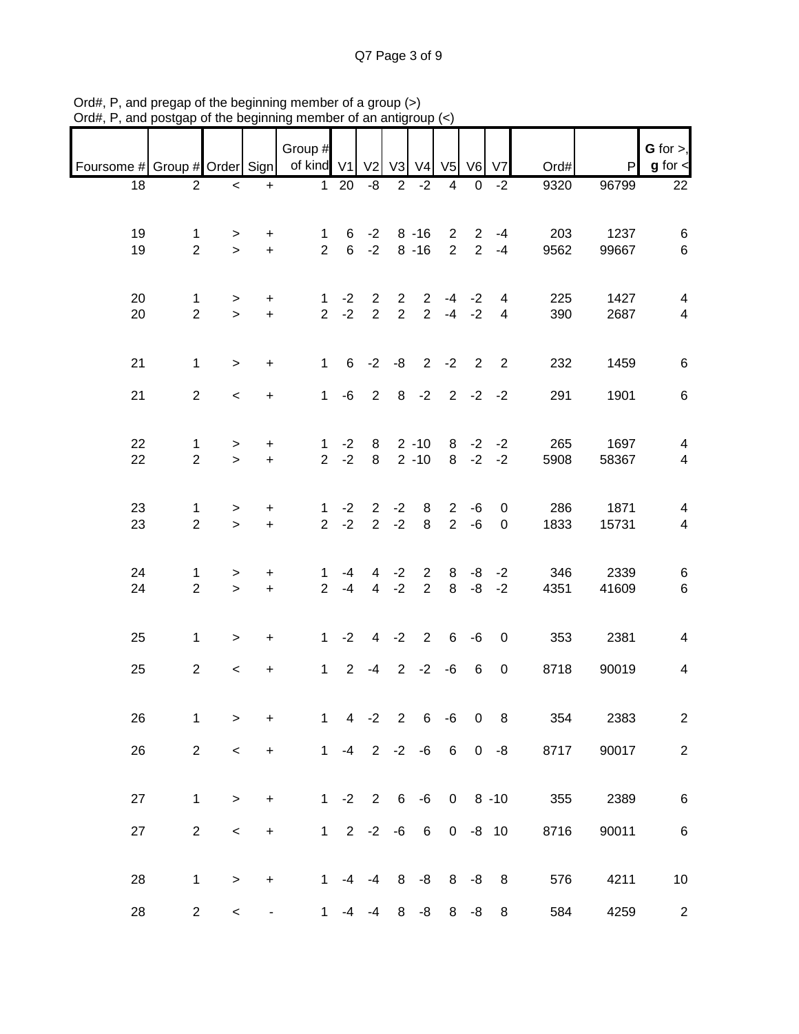Ord#, P, and pregap of the beginning member of a group (>)
Ord#, P, and postgap of the beginning member of an antigroup (<)

| Foursome # | Group # | Order | Sign | Group # of kind | V1 | V2 | V3 | V4 | V5 | V6 | V7 | Ord# | P | G for >, g for < |
|---|---|---|---|---|---|---|---|---|---|---|---|---|---|---|
| 18 | 2 | < | + | 1 | 20 | -8 | 2 | -2 | 4 | 0 | -2 | 9320 | 96799 | 22 |
| 19 | 1 | > | + | 1 | 6 | -2 | 8 | -16 | 2 | 2 | -4 | 203 | 1237 | 6 |
| 19 | 2 | > | + | 2 | 6 | -2 | 8 | -16 | 2 | 2 | -4 | 9562 | 99667 | 6 |
| 20 | 1 | > | + | 1 | -2 | 2 | 2 | 2 | -4 | -2 | 4 | 225 | 1427 | 4 |
| 20 | 2 | > | + | 2 | -2 | 2 | 2 | 2 | -4 | -2 | 4 | 390 | 2687 | 4 |
| 21 | 1 | > | + | 1 | 6 | -2 | -8 | 2 | -2 | 2 | 2 | 232 | 1459 | 6 |
| 21 | 2 | < | + | 1 | -6 | 2 | 8 | -2 | 2 | -2 | -2 | 291 | 1901 | 6 |
| 22 | 1 | > | + | 1 | -2 | 8 | 2 | -10 | 8 | -2 | -2 | 265 | 1697 | 4 |
| 22 | 2 | > | + | 2 | -2 | 8 | 2 | -10 | 8 | -2 | -2 | 5908 | 58367 | 4 |
| 23 | 1 | > | + | 1 | -2 | 2 | -2 | 8 | 2 | -6 | 0 | 286 | 1871 | 4 |
| 23 | 2 | > | + | 2 | -2 | 2 | -2 | 8 | 2 | -6 | 0 | 1833 | 15731 | 4 |
| 24 | 1 | > | + | 1 | -4 | 4 | -2 | 2 | 8 | -8 | -2 | 346 | 2339 | 6 |
| 24 | 2 | > | + | 2 | -4 | 4 | -2 | 2 | 8 | -8 | -2 | 4351 | 41609 | 6 |
| 25 | 1 | > | + | 1 | -2 | 4 | -2 | 2 | 6 | -6 | 0 | 353 | 2381 | 4 |
| 25 | 2 | < | + | 1 | 2 | -4 | 2 | -2 | -6 | 6 | 0 | 8718 | 90019 | 4 |
| 26 | 1 | > | + | 1 | 4 | -2 | 2 | 6 | -6 | 0 | 8 | 354 | 2383 | 2 |
| 26 | 2 | < | + | 1 | -4 | 2 | -2 | -6 | 6 | 0 | -8 | 8717 | 90017 | 2 |
| 27 | 1 | > | + | 1 | -2 | 2 | 6 | -6 | 0 | 8 | -10 | 355 | 2389 | 6 |
| 27 | 2 | < | + | 1 | 2 | -2 | -6 | 6 | 0 | -8 | 10 | 8716 | 90011 | 6 |
| 28 | 1 | > | + | 1 | -4 | -4 | 8 | -8 | 8 | -8 | 8 | 576 | 4211 | 10 |
| 28 | 2 | < | - | 1 | -4 | -4 | 8 | -8 | 8 | -8 | 8 | 584 | 4259 | 2 |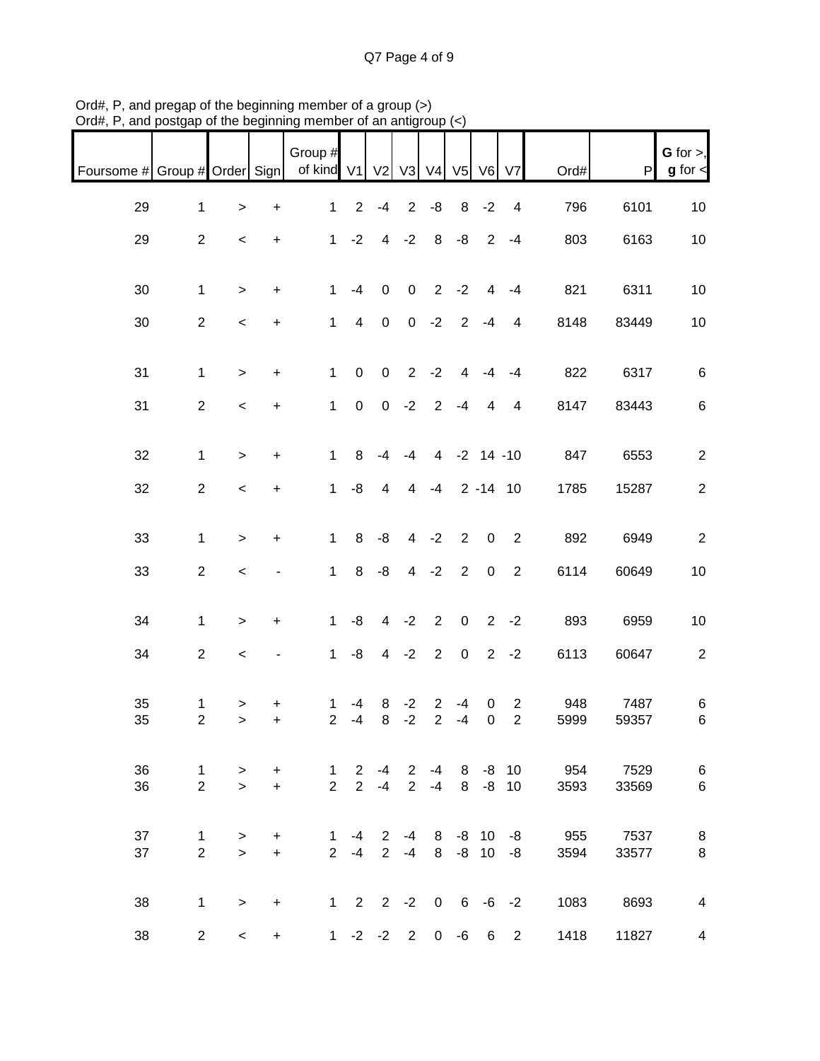Ord#, P, and pregap of the beginning member of a group (>)
Ord#, P, and postgap of the beginning member of an antigroup (<)

| Foursome # | Group # | Order | Sign | Group # of kind | V1 | V2 | V3 | V4 | V5 | V6 | V7 | Ord# | P | **G** for >, **g** for < |
|---|---|---|---|---|---|---|---|---|---|---|---|---|---|---|
| 29 | 1 | > | + | 1 | 2 | -4 | 2 | -8 | 8 | -2 | 4 | 796 | 6101 | 10 |
| 29 | 2 | < | + | 1 | -2 | 4 | -2 | 8 | -8 | 2 | -4 | 803 | 6163 | 10 |
| 30 | 1 | > | + | 1 | -4 | 0 | 0 | 2 | -2 | 4 | -4 | 821 | 6311 | 10 |
| 30 | 2 | < | + | 1 | 4 | 0 | 0 | -2 | 2 | -4 | 4 | 8148 | 83449 | 10 |
| 31 | 1 | > | + | 1 | 0 | 0 | 2 | -2 | 4 | -4 | -4 | 822 | 6317 | 6 |
| 31 | 2 | < | + | 1 | 0 | 0 | -2 | 2 | -4 | 4 | 4 | 8147 | 83443 | 6 |
| 32 | 1 | > | + | 1 | 8 | -4 | -4 | 4 | -2 | 14 | -10 | 847 | 6553 | 2 |
| 32 | 2 | < | + | 1 | -8 | 4 | 4 | -4 | 2 | -14 | 10 | 1785 | 15287 | 2 |
| 33 | 1 | > | + | 1 | 8 | -8 | 4 | -2 | 2 | 0 | 2 | 892 | 6949 | 2 |
| 33 | 2 | < | - | 1 | 8 | -8 | 4 | -2 | 2 | 0 | 2 | 6114 | 60649 | 10 |
| 34 | 1 | > | + | 1 | -8 | 4 | -2 | 2 | 0 | 2 | -2 | 893 | 6959 | 10 |
| 34 | 2 | < | - | 1 | -8 | 4 | -2 | 2 | 0 | 2 | -2 | 6113 | 60647 | 2 |
| 35 | 1 | > | + | 1 | -4 | 8 | -2 | 2 | -4 | 0 | 2 | 948 | 7487 | 6 |
| 35 | 2 | > | + | 2 | -4 | 8 | -2 | 2 | -4 | 0 | 2 | 5999 | 59357 | 6 |
| 36 | 1 | > | + | 1 | 2 | -4 | 2 | -4 | 8 | -8 | 10 | 954 | 7529 | 6 |
| 36 | 2 | > | + | 2 | 2 | -4 | 2 | -4 | 8 | -8 | 10 | 3593 | 33569 | 6 |
| 37 | 1 | > | + | 1 | -4 | 2 | -4 | 8 | -8 | 10 | -8 | 955 | 7537 | 8 |
| 37 | 2 | > | + | 2 | -4 | 2 | -4 | 8 | -8 | 10 | -8 | 3594 | 33577 | 8 |
| 38 | 1 | > | + | 1 | 2 | 2 | -2 | 0 | 6 | -6 | -2 | 1083 | 8693 | 4 |
| 38 | 2 | < | + | 1 | -2 | -2 | 2 | 0 | -6 | 6 | 2 | 1418 | 11827 | 4 |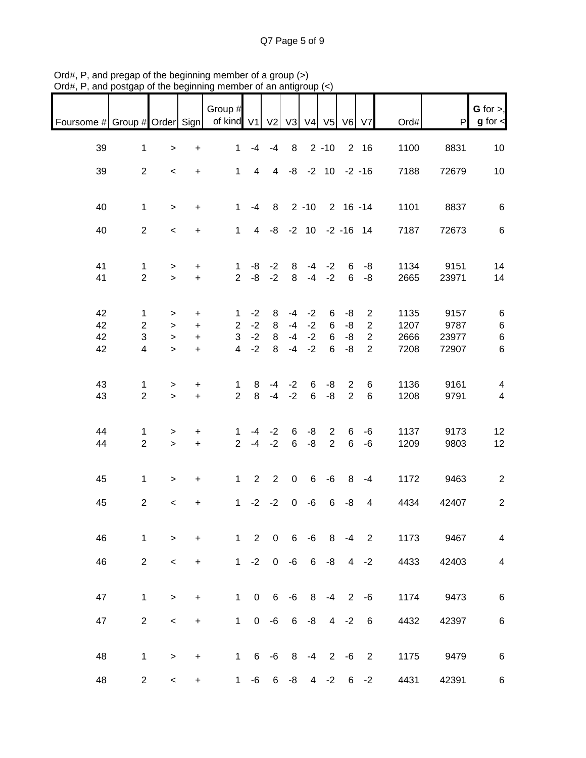Ord#, P, and pregap of the beginning member of a group (>)
Ord#, P, and postgap of the beginning member of an antigroup (<)

| Foursome # | Group # | Order | Sign | Group # of kind | V1 | V2 | V3 | V4 | V5 | V6 | V7 | Ord# | P | G for >, g for < |
|---|---|---|---|---|---|---|---|---|---|---|---|---|---|---|
| 39 | 1 | > | + | 1 | -4 | -4 | 8 | 2 | -10 | 2 | 16 | 1100 | 8831 | 10 |
| 39 | 2 | < | + | 1 | 4 | 4 | -8 | -2 | 10 | -2 | -16 | 7188 | 72679 | 10 |
| 40 | 1 | > | + | 1 | -4 | 8 | 2 | -10 | 2 | 16 | -14 | 1101 | 8837 | 6 |
| 40 | 2 | < | + | 1 | 4 | -8 | -2 | 10 | -2 | -16 | 14 | 7187 | 72673 | 6 |
| 41 | 1 | > | + | 1 | -8 | -2 | 8 | -4 | -2 | 6 | -8 | 1134 | 9151 | 14 |
| 41 | 2 | > | + | 2 | -8 | -2 | 8 | -4 | -2 | 6 | -8 | 2665 | 23971 | 14 |
| 42 | 1 | > | + | 1 | -2 | 8 | -4 | -2 | 6 | -8 | 2 | 1135 | 9157 | 6 |
| 42 | 2 | > | + | 2 | -2 | 8 | -4 | -2 | 6 | -8 | 2 | 1207 | 9787 | 6 |
| 42 | 3 | > | + | 3 | -2 | 8 | -4 | -2 | 6 | -8 | 2 | 2666 | 23977 | 6 |
| 42 | 4 | > | + | 4 | -2 | 8 | -4 | -2 | 6 | -8 | 2 | 7208 | 72907 | 6 |
| 43 | 1 | > | + | 1 | 8 | -4 | -2 | 6 | -8 | 2 | 6 | 1136 | 9161 | 4 |
| 43 | 2 | > | + | 2 | 8 | -4 | -2 | 6 | -8 | 2 | 6 | 1208 | 9791 | 4 |
| 44 | 1 | > | + | 1 | -4 | -2 | 6 | -8 | 2 | 6 | -6 | 1137 | 9173 | 12 |
| 44 | 2 | > | + | 2 | -4 | -2 | 6 | -8 | 2 | 6 | -6 | 1209 | 9803 | 12 |
| 45 | 1 | > | + | 1 | 2 | 2 | 0 | 6 | -6 | 8 | -4 | 1172 | 9463 | 2 |
| 45 | 2 | < | + | 1 | -2 | -2 | 0 | -6 | 6 | -8 | 4 | 4434 | 42407 | 2 |
| 46 | 1 | > | + | 1 | 2 | 0 | 6 | -6 | 8 | -4 | 2 | 1173 | 9467 | 4 |
| 46 | 2 | < | + | 1 | -2 | 0 | -6 | 6 | -8 | 4 | -2 | 4433 | 42403 | 4 |
| 47 | 1 | > | + | 1 | 0 | 6 | -6 | 8 | -4 | 2 | -6 | 1174 | 9473 | 6 |
| 47 | 2 | < | + | 1 | 0 | -6 | 6 | -8 | 4 | -2 | 6 | 4432 | 42397 | 6 |
| 48 | 1 | > | + | 1 | 6 | -6 | 8 | -4 | 2 | -6 | 2 | 1175 | 9479 | 6 |
| 48 | 2 | < | + | 1 | -6 | 6 | -8 | 4 | -2 | 6 | -2 | 4431 | 42391 | 6 |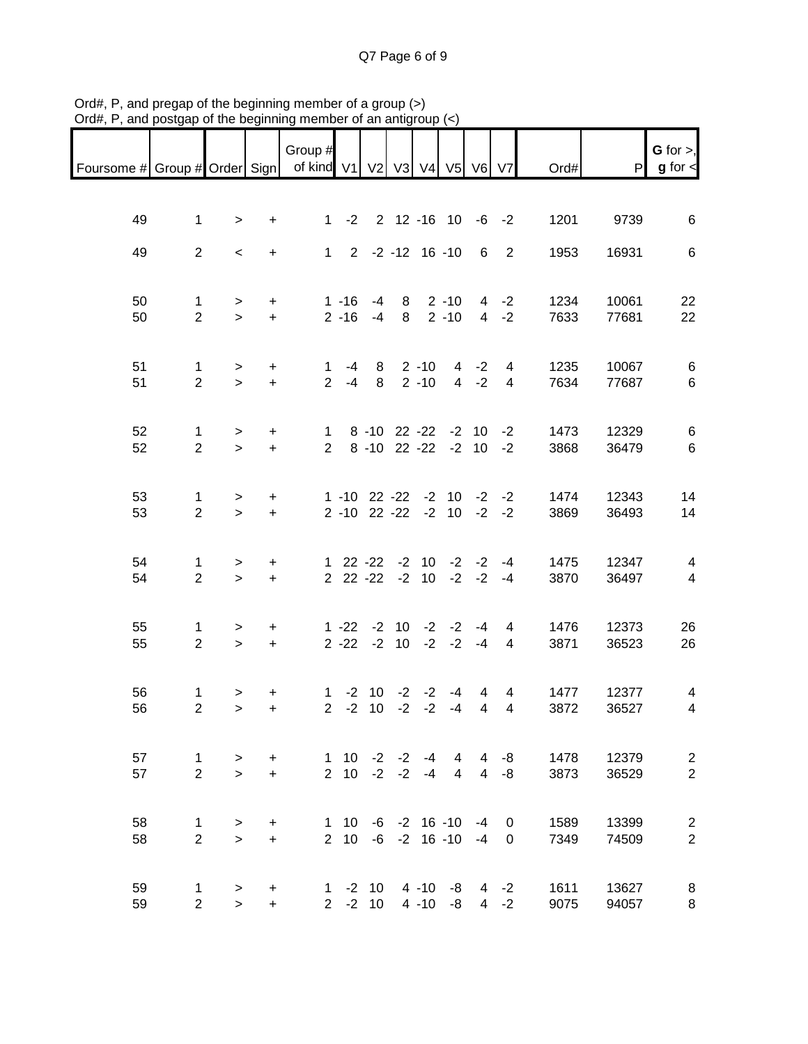Ord#, P, and pregap of the beginning member of a group (>)
Ord#, P, and postgap of the beginning member of an antigroup (<)

| Foursome # | Group # | Order | Sign | Group # of kind | V1 | V2 | V3 | V4 | V5 | V6 | V7 | Ord# | P | G for >, g for < |
|---|---|---|---|---|---|---|---|---|---|---|---|---|---|---|
| 49 | 1 | > | + | 1 | -2 | 2 | 12 | -16 | 10 | -6 | -2 | 1201 | 9739 | 6 |
| 49 | 2 | < | + | 1 | 2 | -2 | -12 | 16 | -10 | 6 | 2 | 1953 | 16931 | 6 |
| 50 | 1 | > | + | 1 | -16 | -4 | 8 | 2 | -10 | 4 | -2 | 1234 | 10061 | 22 |
| 50 | 2 | > | + | 2 | -16 | -4 | 8 | 2 | -10 | 4 | -2 | 7633 | 77681 | 22 |
| 51 | 1 | > | + | 1 | -4 | 8 | 2 | -10 | 4 | -2 | 4 | 1235 | 10067 | 6 |
| 51 | 2 | > | + | 2 | -4 | 8 | 2 | -10 | 4 | -2 | 4 | 7634 | 77687 | 6 |
| 52 | 1 | > | + | 1 | 8 | -10 | 22 | -22 | -2 | 10 | -2 | 1473 | 12329 | 6 |
| 52 | 2 | > | + | 2 | 8 | -10 | 22 | -22 | -2 | 10 | -2 | 3868 | 36479 | 6 |
| 53 | 1 | > | + | 1 | -10 | 22 | -22 | -2 | 10 | -2 | -2 | 1474 | 12343 | 14 |
| 53 | 2 | > | + | 2 | -10 | 22 | -22 | -2 | 10 | -2 | -2 | 3869 | 36493 | 14 |
| 54 | 1 | > | + | 1 | 22 | -22 | -2 | 10 | -2 | -2 | -4 | 1475 | 12347 | 4 |
| 54 | 2 | > | + | 2 | 22 | -22 | -2 | 10 | -2 | -2 | -4 | 3870 | 36497 | 4 |
| 55 | 1 | > | + | 1 | -22 | -2 | 10 | -2 | -2 | -4 | 4 | 1476 | 12373 | 26 |
| 55 | 2 | > | + | 2 | -22 | -2 | 10 | -2 | -2 | -4 | 4 | 3871 | 36523 | 26 |
| 56 | 1 | > | + | 1 | -2 | 10 | -2 | -2 | -4 | 4 | 4 | 1477 | 12377 | 4 |
| 56 | 2 | > | + | 2 | -2 | 10 | -2 | -2 | -4 | 4 | 4 | 3872 | 36527 | 4 |
| 57 | 1 | > | + | 1 | 10 | -2 | -2 | -4 | 4 | 4 | -8 | 1478 | 12379 | 2 |
| 57 | 2 | > | + | 2 | 10 | -2 | -2 | -4 | 4 | 4 | -8 | 3873 | 36529 | 2 |
| 58 | 1 | > | + | 1 | 10 | -6 | -2 | 16 | -10 | -4 | 0 | 1589 | 13399 | 2 |
| 58 | 2 | > | + | 2 | 10 | -6 | -2 | 16 | -10 | -4 | 0 | 7349 | 74509 | 2 |
| 59 | 1 | > | + | 1 | -2 | 10 | 4 | -10 | -8 | 4 | -2 | 1611 | 13627 | 8 |
| 59 | 2 | > | + | 2 | -2 | 10 | 4 | -10 | -8 | 4 | -2 | 9075 | 94057 | 8 |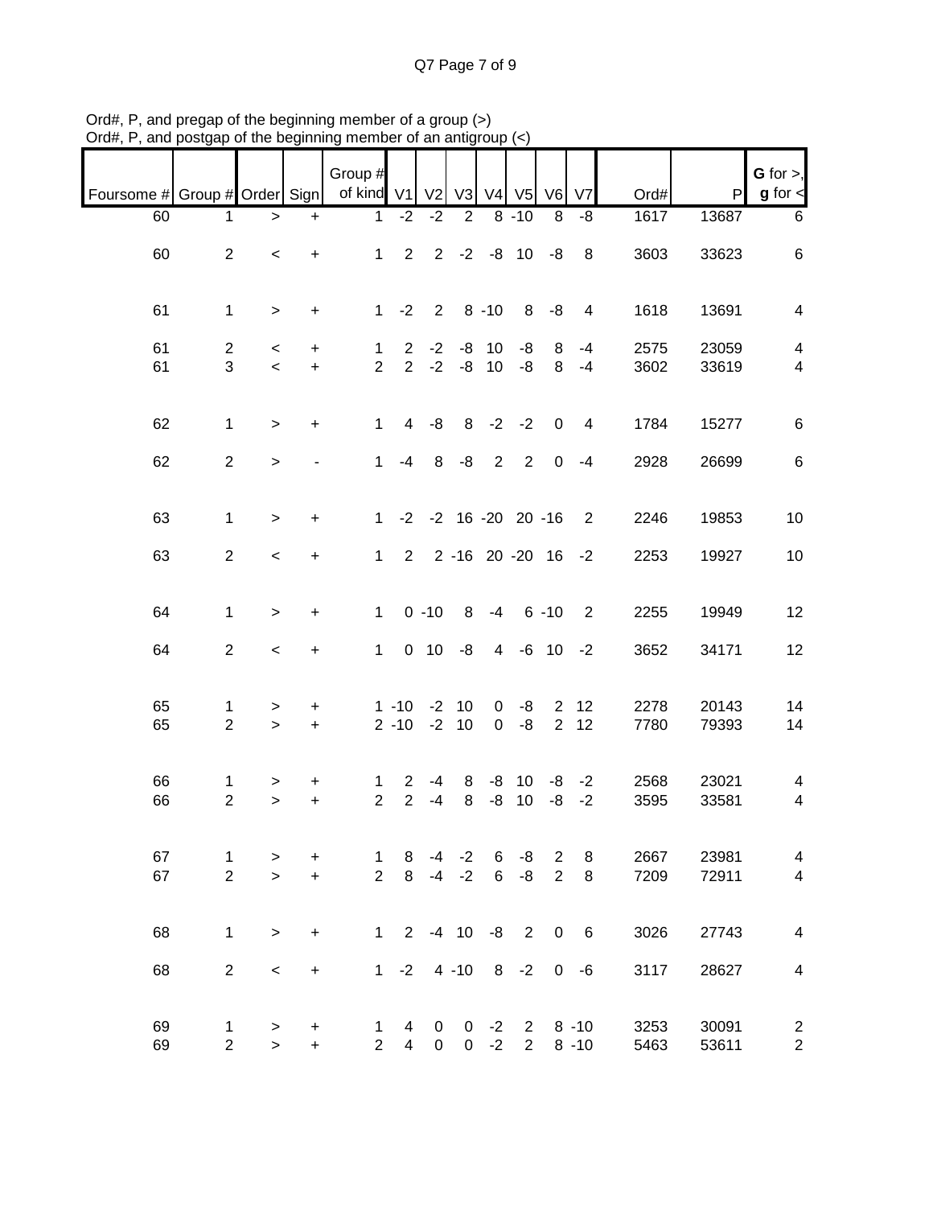Ord#, P, and pregap of the beginning member of a group (>)
Ord#, P, and postgap of the beginning member of an antigroup (<)

| Foursome # | Group # | Order | Sign | Group # of kind | V1 | V2 | V3 | V4 | V5 | V6 | V7 | Ord# | P | **G** for >, **g** for < |
|---|---|---|---|---|---|---|---|---|---|---|---|---|---|---|
| 60 | 1 | > | + | 1 | -2 | -2 | 2 | 8 | -10 | 8 | -8 | 1617 | 13687 | 6 |
| 60 | 2 | < | + | 1 | 2 | 2 | -2 | -8 | 10 | -8 | 8 | 3603 | 33623 | 6 |
| 61 | 1 | > | + | 1 | -2 | 2 | 8 | -10 | 8 | -8 | 4 | 1618 | 13691 | 4 |
| 61 | 2 | < | + | 1 | 2 | -2 | -8 | 10 | -8 | 8 | -4 | 2575 | 23059 | 4 |
| 61 | 3 | < | + | 2 | 2 | -2 | -8 | 10 | -8 | 8 | -4 | 3602 | 33619 | 4 |
| 62 | 1 | > | + | 1 | 4 | -8 | 8 | -2 | -2 | 0 | 4 | 1784 | 15277 | 6 |
| 62 | 2 | > | - | 1 | -4 | 8 | -8 | 2 | 2 | 0 | -4 | 2928 | 26699 | 6 |
| 63 | 1 | > | + | 1 | -2 | -2 | 16 | -20 | 20 | -16 | 2 | 2246 | 19853 | 10 |
| 63 | 2 | < | + | 1 | 2 | 2 | -16 | 20 | -20 | 16 | -2 | 2253 | 19927 | 10 |
| 64 | 1 | > | + | 1 | 0 | -10 | 8 | -4 | 6 | -10 | 2 | 2255 | 19949 | 12 |
| 64 | 2 | < | + | 1 | 0 | 10 | -8 | 4 | -6 | 10 | -2 | 3652 | 34171 | 12 |
| 65 | 1 | > | + | 1 | -10 | -2 | 10 | 0 | -8 | 2 | 12 | 2278 | 20143 | 14 |
| 65 | 2 | > | + | 2 | -10 | -2 | 10 | 0 | -8 | 2 | 12 | 7780 | 79393 | 14 |
| 66 | 1 | > | + | 1 | 2 | -4 | 8 | -8 | 10 | -8 | -2 | 2568 | 23021 | 4 |
| 66 | 2 | > | + | 2 | 2 | -4 | 8 | -8 | 10 | -8 | -2 | 3595 | 33581 | 4 |
| 67 | 1 | > | + | 1 | 8 | -4 | -2 | 6 | -8 | 2 | 8 | 2667 | 23981 | 4 |
| 67 | 2 | > | + | 2 | 8 | -4 | -2 | 6 | -8 | 2 | 8 | 7209 | 72911 | 4 |
| 68 | 1 | > | + | 1 | 2 | -4 | 10 | -8 | 2 | 0 | 6 | 3026 | 27743 | 4 |
| 68 | 2 | < | + | 1 | -2 | 4 | -10 | 8 | -2 | 0 | -6 | 3117 | 28627 | 4 |
| 69 | 1 | > | + | 1 | 4 | 0 | 0 | -2 | 2 | 8 | -10 | 3253 | 30091 | 2 |
| 69 | 2 | > | + | 2 | 4 | 0 | 0 | -2 | 2 | 8 | -10 | 5463 | 53611 | 2 |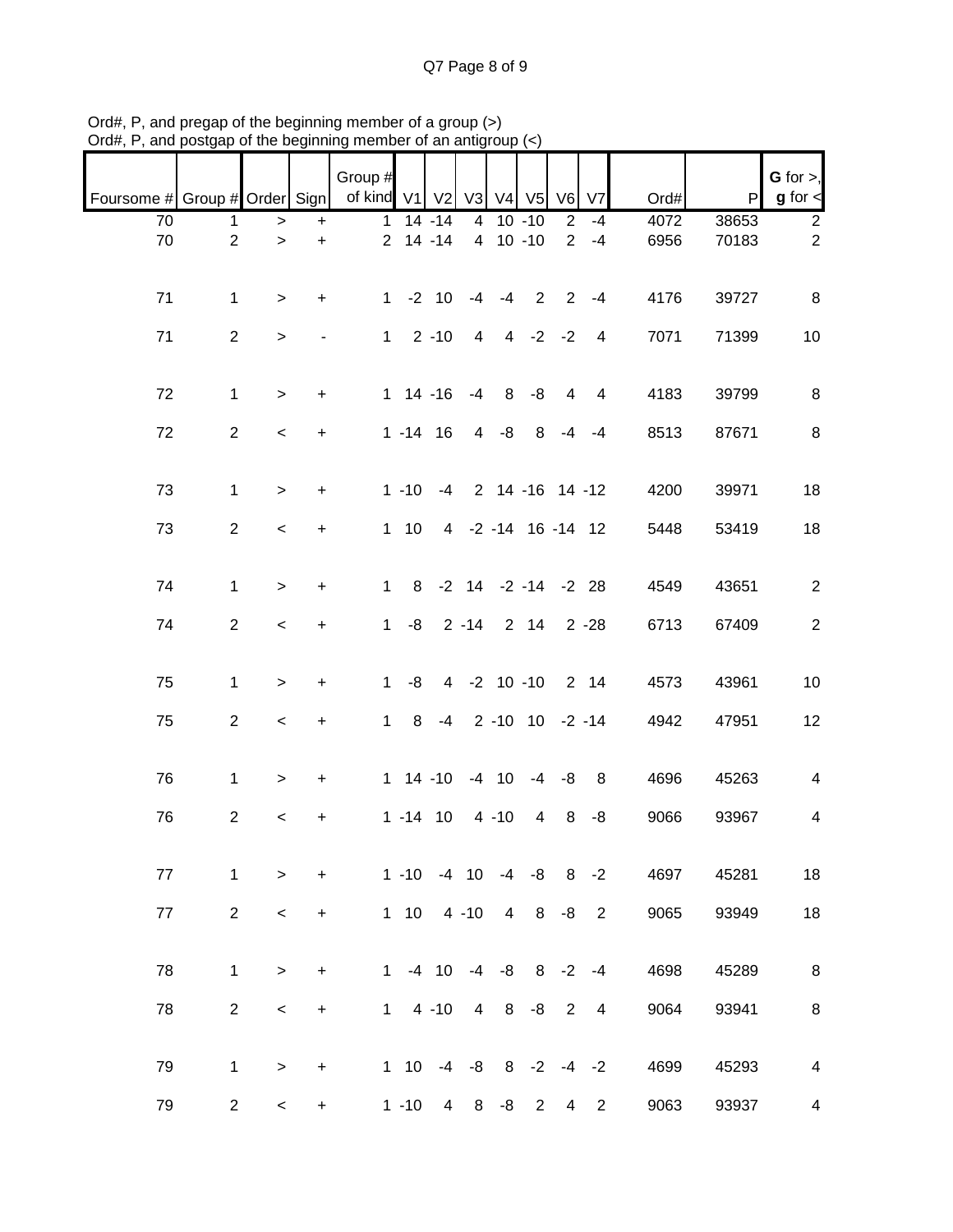Ord#, P, and pregap of the beginning member of a group (>)
Ord#, P, and postgap of the beginning member of an antigroup (<)

| Foursome # | Group # | Order | Sign | Group # of kind | V1 | V2 | V3 | V4 | V5 | V6 | V7 | Ord# | P | G for >, g for < |
|---|---|---|---|---|---|---|---|---|---|---|---|---|---|---|
| 70 | 1 | > | + | 1 | 14 | -14 | 4 | 10 | -10 | 2 | -4 | 4072 | 38653 | 2 |
| 70 | 2 | > | + | 2 | 14 | -14 | 4 | 10 | -10 | 2 | -4 | 6956 | 70183 | 2 |
| 71 | 1 | > | + | 1 | -2 | 10 | -4 | -4 | 2 | 2 | -4 | 4176 | 39727 | 8 |
| 71 | 2 | > | - | 1 | 2 | -10 | 4 | 4 | -2 | -2 | 4 | 7071 | 71399 | 10 |
| 72 | 1 | > | + | 1 | 14 | -16 | -4 | 8 | -8 | 4 | 4 | 4183 | 39799 | 8 |
| 72 | 2 | < | + | 1 | -14 | 16 | 4 | -8 | 8 | -4 | -4 | 8513 | 87671 | 8 |
| 73 | 1 | > | + | 1 | -10 | -4 | 2 | 14 | -16 | 14 | -12 | 4200 | 39971 | 18 |
| 73 | 2 | < | + | 1 | 10 | 4 | -2 | -14 | 16 | -14 | 12 | 5448 | 53419 | 18 |
| 74 | 1 | > | + | 1 | 8 | -2 | 14 | -2 | -14 | -2 | 28 | 4549 | 43651 | 2 |
| 74 | 2 | < | + | 1 | -8 | 2 | -14 | 2 | 14 | 2 | -28 | 6713 | 67409 | 2 |
| 75 | 1 | > | + | 1 | -8 | 4 | -2 | 10 | -10 | 2 | 14 | 4573 | 43961 | 10 |
| 75 | 2 | < | + | 1 | 8 | -4 | 2 | -10 | 10 | -2 | -14 | 4942 | 47951 | 12 |
| 76 | 1 | > | + | 1 | 14 | -10 | -4 | 10 | -4 | -8 | 8 | 4696 | 45263 | 4 |
| 76 | 2 | < | + | 1 | -14 | 10 | 4 | -10 | 4 | 8 | -8 | 9066 | 93967 | 4 |
| 77 | 1 | > | + | 1 | -10 | -4 | 10 | -4 | -8 | 8 | -2 | 4697 | 45281 | 18 |
| 77 | 2 | < | + | 1 | 10 | 4 | -10 | 4 | 8 | -8 | 2 | 9065 | 93949 | 18 |
| 78 | 1 | > | + | 1 | -4 | 10 | -4 | -8 | 8 | -2 | -4 | 4698 | 45289 | 8 |
| 78 | 2 | < | + | 1 | 4 | -10 | 4 | 8 | -8 | 2 | 4 | 9064 | 93941 | 8 |
| 79 | 1 | > | + | 1 | 10 | -4 | -8 | 8 | -2 | -4 | -2 | 4699 | 45293 | 4 |
| 79 | 2 | < | + | 1 | -10 | 4 | 8 | -8 | 2 | 4 | 2 | 9063 | 93937 | 4 |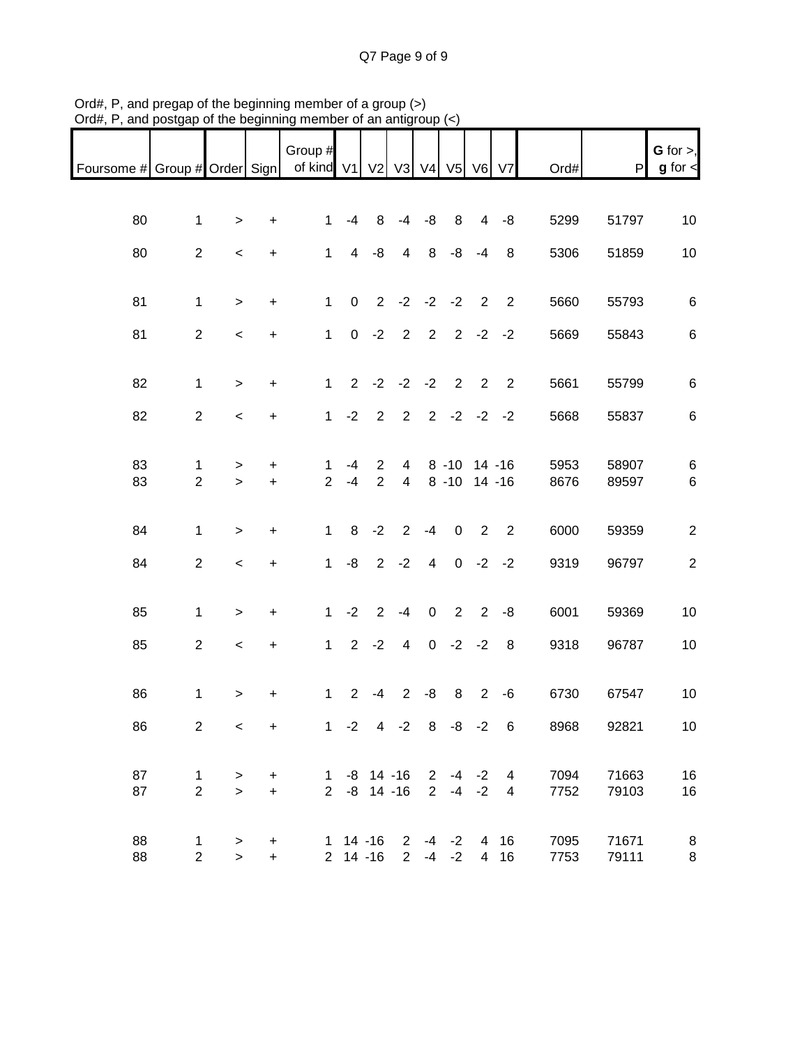Ord#, P, and pregap of the beginning member of a group (>)
Ord#, P, and postgap of the beginning member of an antigroup (<)

| Foursome # | Group # | Order | Sign | Group # of kind | V1 | V2 | V3 | V4 | V5 | V6 | V7 | Ord# | P | **G** for >, **g** for < |
|---|---|---|---|---|---|---|---|---|---|---|---|---|---|---|
| 80 | 1 | > | + | 1 | -4 | 8 | -4 | -8 | 8 | 4 | -8 | 5299 | 51797 | 10 |
| 80 | 2 | < | + | 1 | 4 | -8 | 4 | 8 | -8 | -4 | 8 | 5306 | 51859 | 10 |
| 81 | 1 | > | + | 1 | 0 | 2 | -2 | -2 | -2 | 2 | 2 | 5660 | 55793 | 6 |
| 81 | 2 | < | + | 1 | 0 | -2 | 2 | 2 | 2 | -2 | -2 | 5669 | 55843 | 6 |
| 82 | 1 | > | + | 1 | 2 | -2 | -2 | -2 | 2 | 2 | 2 | 5661 | 55799 | 6 |
| 82 | 2 | < | + | 1 | -2 | 2 | 2 | 2 | -2 | -2 | -2 | 5668 | 55837 | 6 |
| 83 | 1 | > | + | 1 | -4 | 2 | 4 | 8 | -10 | 14 | -16 | 5953 | 58907 | 6 |
| 83 | 2 | > | + | 2 | -4 | 2 | 4 | 8 | -10 | 14 | -16 | 8676 | 89597 | 6 |
| 84 | 1 | > | + | 1 | 8 | -2 | 2 | -4 | 0 | 2 | 2 | 6000 | 59359 | 2 |
| 84 | 2 | < | + | 1 | -8 | 2 | -2 | 4 | 0 | -2 | -2 | 9319 | 96797 | 2 |
| 85 | 1 | > | + | 1 | -2 | 2 | -4 | 0 | 2 | 2 | -8 | 6001 | 59369 | 10 |
| 85 | 2 | < | + | 1 | 2 | -2 | 4 | 0 | -2 | -2 | 8 | 9318 | 96787 | 10 |
| 86 | 1 | > | + | 1 | 2 | -4 | 2 | -8 | 8 | 2 | -6 | 6730 | 67547 | 10 |
| 86 | 2 | < | + | 1 | -2 | 4 | -2 | 8 | -8 | -2 | 6 | 8968 | 92821 | 10 |
| 87 | 1 | > | + | 1 | -8 | 14 | -16 | 2 | -4 | -2 | 4 | 7094 | 71663 | 16 |
| 87 | 2 | > | + | 2 | -8 | 14 | -16 | 2 | -4 | -2 | 4 | 7752 | 79103 | 16 |
| 88 | 1 | > | + | 1 | 14 | -16 | 2 | -4 | -2 | 4 | 16 | 7095 | 71671 | 8 |
| 88 | 2 | > | + | 2 | 14 | -16 | 2 | -4 | -2 | 4 | 16 | 7753 | 79111 | 8 |